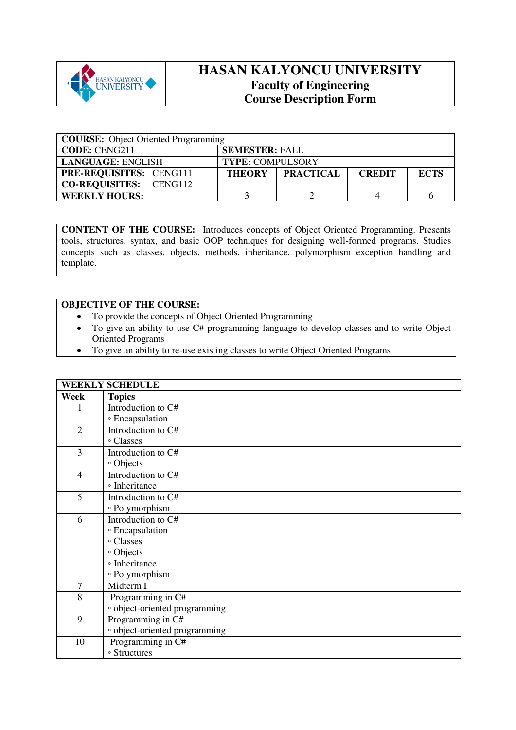# HASAN KALYONCU UNIVERSITY

## Faculty of Engineering

## Course Description Form

| **COURSE:** Object Oriented Programming | | | | |
|---|---|---|---|---|
| **CODE:** CENG211 | **SEMESTER:** FALL | | | |
| **LANGUAGE:** ENGLISH | **TYPE:** COMPULSORY | | | |
| **PRE-REQUISITES:** CENG111<br>**CO-REQUISITES:** CENG112 | **THEORY** | **PRACTICAL** | **CREDIT** | **ECTS** |
| **WEEKLY HOURS:** | 3 | 2 | 4 | 6 |

**CONTENT OF THE COURSE:** Introduces concepts of Object Oriented Programming. Presents tools, structures, syntax, and basic OOP techniques for designing well-formed programs. Studies concepts such as classes, objects, methods, inheritance, polymorphism exception handling and template.

**OBJECTIVE OF THE COURSE:**

- To provide the concepts of Object Oriented Programming
- To give an ability to use C# programming language to develop classes and to write Object Oriented Programs
- To give an ability to re-use existing classes to write Object Oriented Programs

| **WEEKLY SCHEDULE** | |
|---|---|
| **Week** | **Topics** |
| 1 | Introduction to C#<br>◦ Encapsulation |
| 2 | Introduction to C#<br>◦ Classes |
| 3 | Introduction to C#<br>◦ Objects |
| 4 | Introduction to C#<br>◦ Inheritance |
| 5 | Introduction to C#<br>◦ Polymorphism |
| 6 | Introduction to C#<br>◦ Encapsulation<br>◦ Classes<br>◦ Objects<br>◦ Inheritance<br>◦ Polymorphism |
| 7 | Midterm I |
| 8 | Programming in C#<br>◦ object-oriented programming |
| 9 | Programming in C#<br>◦ object-oriented programming |
| 10 | Programming in C#<br>◦ Structures |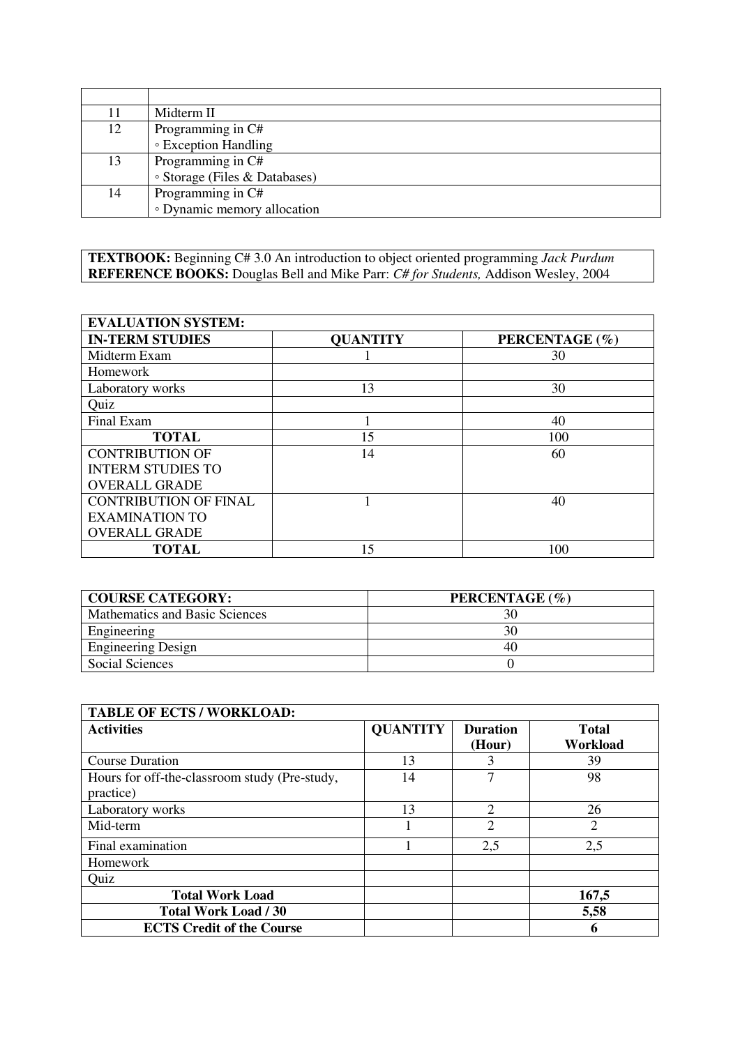| | |
|---|---|
| 11 | Midterm II |
| 12 | Programming in C#<br>◦ Exception Handling |
| 13 | Programming in C#<br>◦ Storage (Files & Databases) |
| 14 | Programming in C#<br>◦ Dynamic memory allocation |

**TEXTBOOK:** Beginning C# 3.0 An introduction to object oriented programming *Jack Purdum*
**REFERENCE BOOKS:** Douglas Bell and Mike Parr: *C# for Students,* Addison Wesley, 2004

| **EVALUATION SYSTEM:** | | |
|---|---|---|
| **IN-TERM STUDIES** | **QUANTITY** | **PERCENTAGE (%)** |
| Midterm Exam | 1 | 30 |
| Homework | | |
| Laboratory works | 13 | 30 |
| Quiz | | |
| Final Exam | 1 | 40 |
| **TOTAL** | 15 | 100 |
| CONTRIBUTION OF INTERM STUDIES TO OVERALL GRADE | 14 | 60 |
| CONTRIBUTION OF FINAL EXAMINATION TO OVERALL GRADE | 1 | 40 |
| **TOTAL** | 15 | 100 |

| **COURSE CATEGORY:** | **PERCENTAGE (%)** |
|---|---|
| Mathematics and Basic Sciences | 30 |
| Engineering | 30 |
| Engineering Design | 40 |
| Social Sciences | 0 |

| **TABLE OF ECTS / WORKLOAD:** | | | |
|---|---|---|---|
| **Activities** | **QUANTITY** | **Duration (Hour)** | **Total Workload** |
| Course Duration | 13 | 3 | 39 |
| Hours for off-the-classroom study (Pre-study, practice) | 14 | 7 | 98 |
| Laboratory works | 13 | 2 | 26 |
| Mid-term | 1 | 2 | 2 |
| Final examination | 1 | 2,5 | 2,5 |
| Homework | | | |
| Quiz | | | |
| **Total Work Load** | | | **167,5** |
| **Total Work Load / 30** | | | **5,58** |
| **ECTS Credit of the Course** | | | **6** |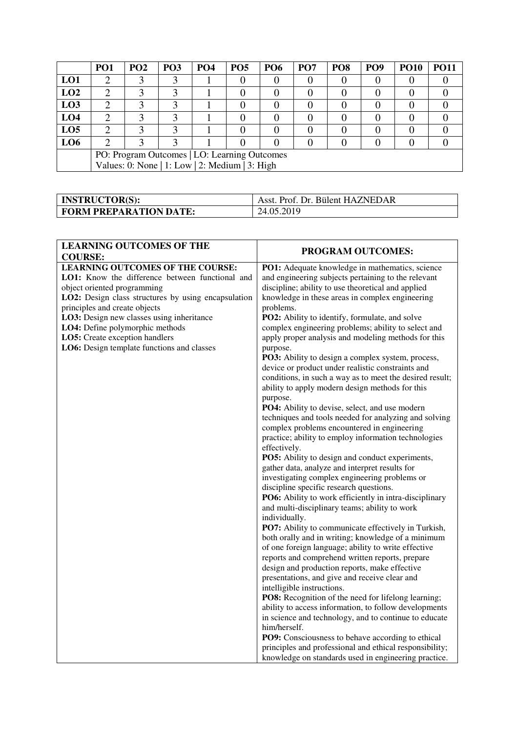| | PO1 | PO2 | PO3 | PO4 | PO5 | PO6 | PO7 | PO8 | PO9 | PO10 | PO11 |
|---|---|---|---|---|---|---|---|---|---|---|---|
| **LO1** | 2 | 3 | 3 | 1 | 0 | 0 | 0 | 0 | 0 | 0 | 0 |
| **LO2** | 2 | 3 | 3 | 1 | 0 | 0 | 0 | 0 | 0 | 0 | 0 |
| **LO3** | 2 | 3 | 3 | 1 | 0 | 0 | 0 | 0 | 0 | 0 | 0 |
| **LO4** | 2 | 3 | 3 | 1 | 0 | 0 | 0 | 0 | 0 | 0 | 0 |
| **LO5** | 2 | 3 | 3 | 1 | 0 | 0 | 0 | 0 | 0 | 0 | 0 |
| **LO6** | 2 | 3 | 3 | 1 | 0 | 0 | 0 | 0 | 0 | 0 | 0 |
| | PO: Program Outcomes \| LO: Learning Outcomes<br>Values: 0: None \| 1: Low \| 2: Medium \| 3: High | | | | | | | | | | |

| **INSTRUCTOR(S):** | Asst. Prof. Dr. Bülent HAZNEDAR |
|---|---|
| **FORM PREPARATION DATE:** | 24.05.2019 |

| **LEARNING OUTCOMES OF THE COURSE:** | **PROGRAM OUTCOMES:** |
|---|---|
| **LEARNING OUTCOMES OF THE COURSE:**<br>**LO1:** Know the difference between functional and object oriented programming<br>**LO2:** Design class structures by using encapsulation principles and create objects<br>**LO3:** Design new classes using inheritance<br>**LO4:** Define polymorphic methods<br>**LO5:** Create exception handlers<br>**LO6:** Design template functions and classes | **PO1:** Adequate knowledge in mathematics, science and engineering subjects pertaining to the relevant discipline; ability to use theoretical and applied knowledge in these areas in complex engineering problems.<br>**PO2:** Ability to identify, formulate, and solve complex engineering problems; ability to select and apply proper analysis and modeling methods for this purpose.<br>**PO3:** Ability to design a complex system, process, device or product under realistic constraints and conditions, in such a way as to meet the desired result; ability to apply modern design methods for this purpose.<br>**PO4:** Ability to devise, select, and use modern techniques and tools needed for analyzing and solving complex problems encountered in engineering practice; ability to employ information technologies effectively.<br>**PO5:** Ability to design and conduct experiments, gather data, analyze and interpret results for investigating complex engineering problems or discipline specific research questions.<br>**PO6:** Ability to work efficiently in intra-disciplinary and multi-disciplinary teams; ability to work individually.<br>**PO7:** Ability to communicate effectively in Turkish, both orally and in writing; knowledge of a minimum of one foreign language; ability to write effective reports and comprehend written reports, prepare design and production reports, make effective presentations, and give and receive clear and intelligible instructions.<br>**PO8:** Recognition of the need for lifelong learning; ability to access information, to follow developments in science and technology, and to continue to educate him/herself.<br>**PO9:** Consciousness to behave according to ethical principles and professional and ethical responsibility; knowledge on standards used in engineering practice. |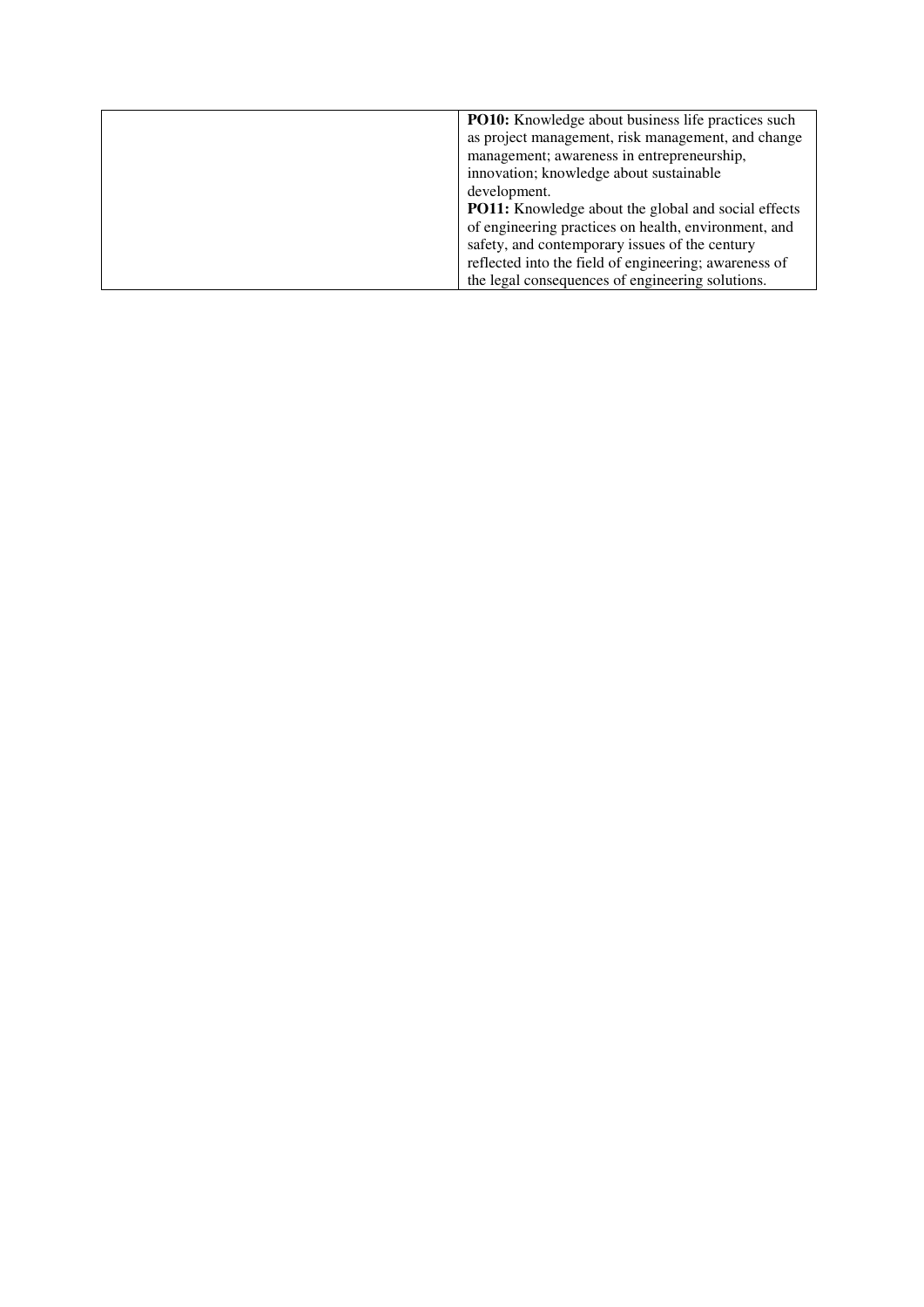| | |
|---|---|
| | **PO10:** Knowledge about business life practices such as project management, risk management, and change management; awareness in entrepreneurship, innovation; knowledge about sustainable development.<br>**PO11:** Knowledge about the global and social effects of engineering practices on health, environment, and safety, and contemporary issues of the century reflected into the field of engineering; awareness of the legal consequences of engineering solutions. |